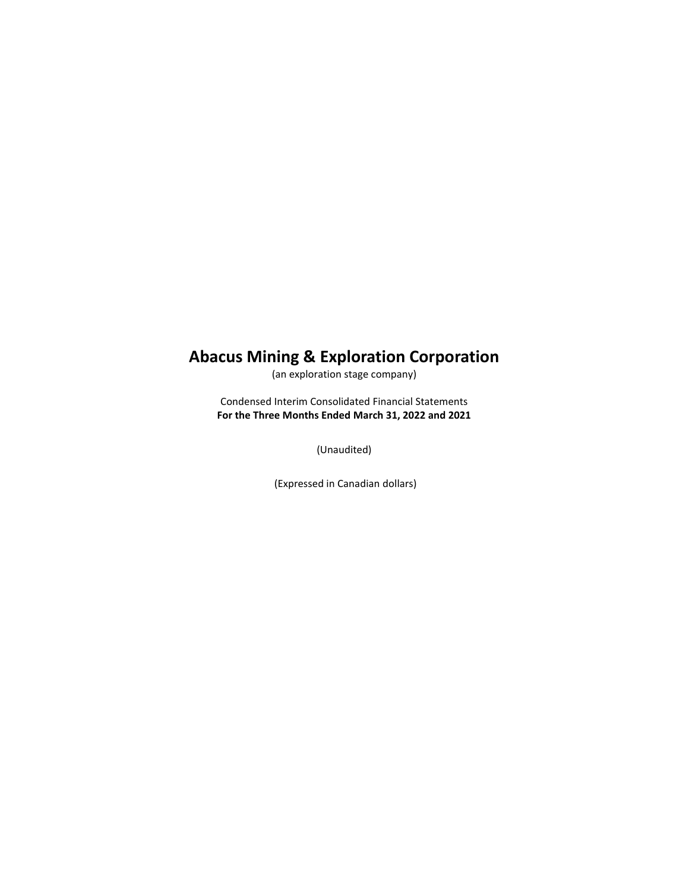# Abacus Mining & Exploration Corporation

(an exploration stage company)

Condensed Interim Consolidated Financial Statements

**For the Three Months Ended March 31, 2022 and 2021**

(Unaudited)

(Expressed in Canadian dollars)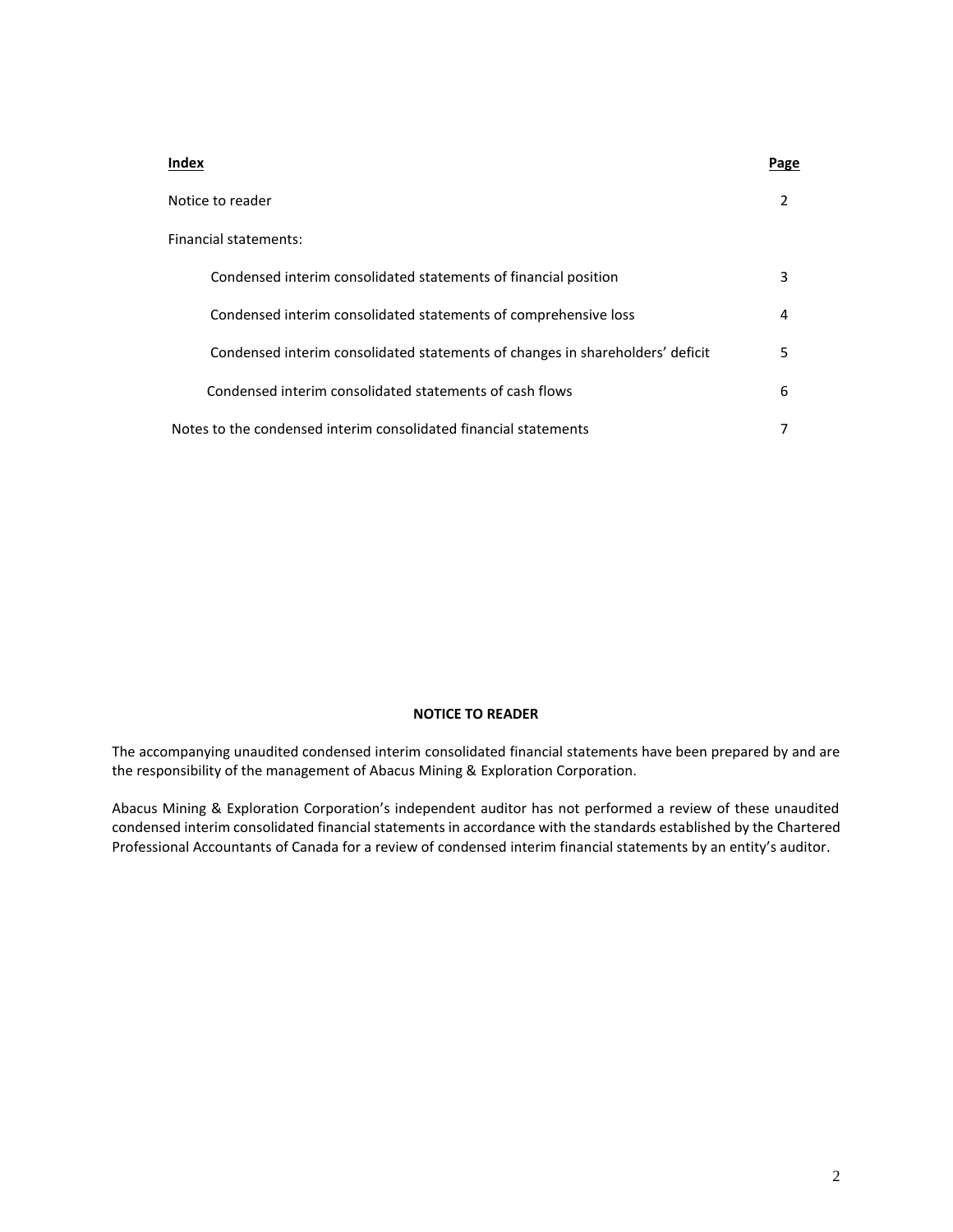| Index | Page |
| --- | --- |
| Notice to reader | 2 |
| Financial statements: | |
| Condensed interim consolidated statements of financial position | 3 |
| Condensed interim consolidated statements of comprehensive loss | 4 |
| Condensed interim consolidated statements of changes in shareholders' deficit | 5 |
| Condensed interim consolidated statements of cash flows | 6 |
| Notes to the condensed interim consolidated financial statements | 7 |

## NOTICE TO READER

The accompanying unaudited condensed interim consolidated financial statements have been prepared by and are the responsibility of the management of Abacus Mining & Exploration Corporation.

Abacus Mining & Exploration Corporation's independent auditor has not performed a review of these unaudited condensed interim consolidated financial statements in accordance with the standards established by the Chartered Professional Accountants of Canada for a review of condensed interim financial statements by an entity's auditor.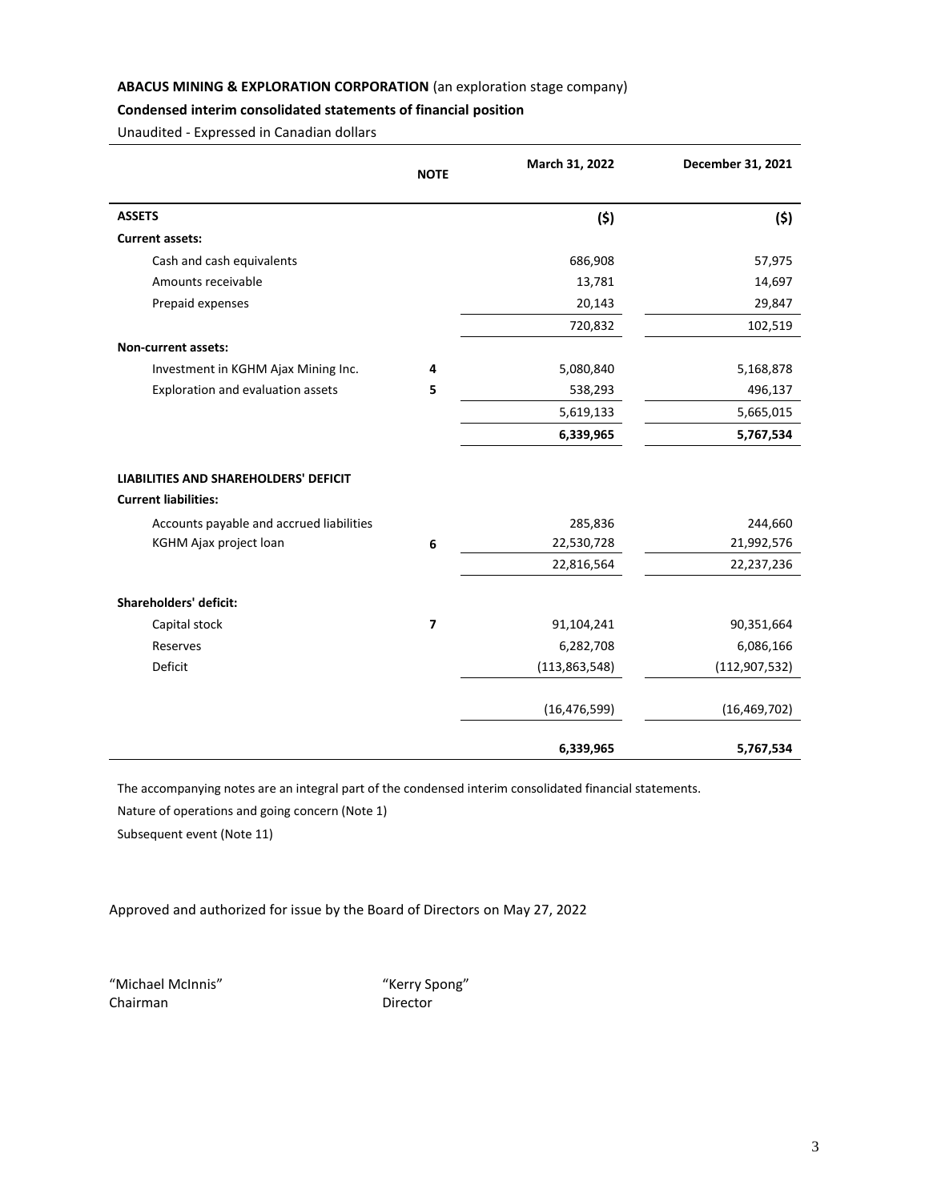**ABACUS MINING & EXPLORATION CORPORATION** (an exploration stage company)

**Condensed interim consolidated statements of financial position**

Unaudited - Expressed in Canadian dollars

| | NOTE | March 31, 2022 | December 31, 2021 |
|---|---|---|---|
| **ASSETS** | | **($)** | **($)** |
| **Current assets:** | | | |
| Cash and cash equivalents | | 686,908 | 57,975 |
| Amounts receivable | | 13,781 | 14,697 |
| Prepaid expenses | | 20,143 | 29,847 |
| | | 720,832 | 102,519 |
| **Non-current assets:** | | | |
| Investment in KGHM Ajax Mining Inc. | **4** | 5,080,840 | 5,168,878 |
| Exploration and evaluation assets | **5** | 538,293 | 496,137 |
| | | 5,619,133 | 5,665,015 |
| | | **6,339,965** | **5,767,534** |
| **LIABILITIES AND SHAREHOLDERS' DEFICIT** | | | |
| **Current liabilities:** | | | |
| Accounts payable and accrued liabilities | | 285,836 | 244,660 |
| KGHM Ajax project loan | **6** | 22,530,728 | 21,992,576 |
| | | 22,816,564 | 22,237,236 |
| **Shareholders' deficit:** | | | |
| Capital stock | **7** | 91,104,241 | 90,351,664 |
| Reserves | | 6,282,708 | 6,086,166 |
| Deficit | | (113,863,548) | (112,907,532) |
| | | (16,476,599) | (16,469,702) |
| | | **6,339,965** | **5,767,534** |

The accompanying notes are an integral part of the condensed interim consolidated financial statements.

Nature of operations and going concern (Note 1)

Subsequent event (Note 11)

Approved and authorized for issue by the Board of Directors on May 27, 2022

"Michael McInnis"
Chairman

"Kerry Spong"
Director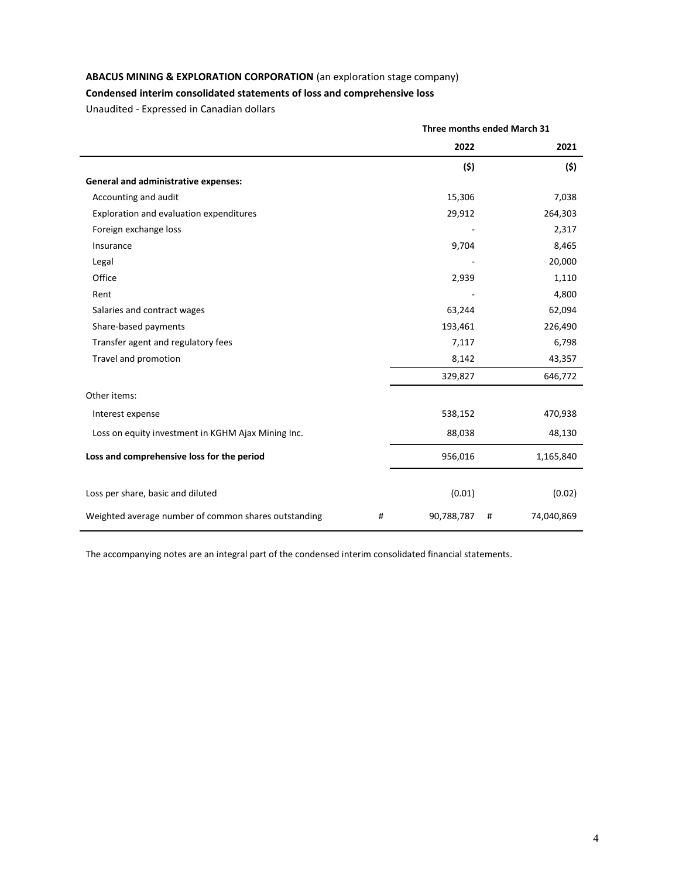**ABACUS MINING & EXPLORATION CORPORATION** (an exploration stage company)

**Condensed interim consolidated statements of loss and comprehensive loss**

Unaudited - Expressed in Canadian dollars

| | | Three months ended March 31 | | |
|---|---|---|---|---|
| | | **2022** | | **2021** |
| | | **($)** | | **($)** |
| **General and administrative expenses:** | | | | |
| Accounting and audit | | 15,306 | | 7,038 |
| Exploration and evaluation expenditures | | 29,912 | | 264,303 |
| Foreign exchange loss | | - | | 2,317 |
| Insurance | | 9,704 | | 8,465 |
| Legal | | - | | 20,000 |
| Office | | 2,939 | | 1,110 |
| Rent | | - | | 4,800 |
| Salaries and contract wages | | 63,244 | | 62,094 |
| Share-based payments | | 193,461 | | 226,490 |
| Transfer agent and regulatory fees | | 7,117 | | 6,798 |
| Travel and promotion | | 8,142 | | 43,357 |
| | | 329,827 | | 646,772 |
| Other items: | | | | |
| Interest expense | | 538,152 | | 470,938 |
| Loss on equity investment in KGHM Ajax Mining Inc. | | 88,038 | | 48,130 |
| **Loss and comprehensive loss for the period** | | 956,016 | | 1,165,840 |
| Loss per share, basic and diluted | | (0.01) | | (0.02) |
| Weighted average number of common shares outstanding | # | 90,788,787 | # | 74,040,869 |

The accompanying notes are an integral part of the condensed interim consolidated financial statements.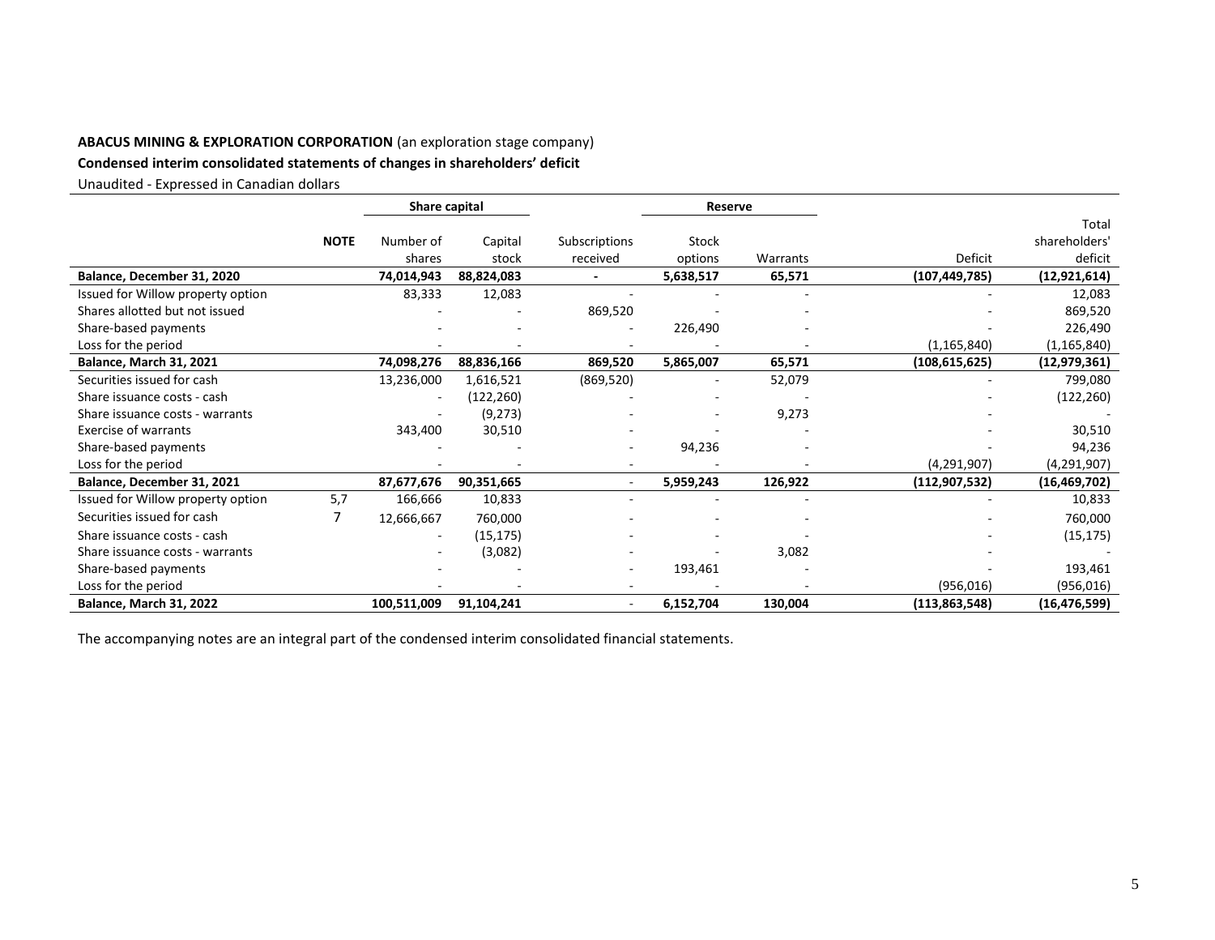**ABACUS MINING & EXPLORATION CORPORATION** (an exploration stage company)

**Condensed interim consolidated statements of changes in shareholders' deficit**

Unaudited - Expressed in Canadian dollars

| | | Share capital | | | Reserve | | | |
|---|---|---|---|---|---|---|---|---|
| | **NOTE** | Number of shares | Capital stock | Subscriptions received | Stock options | Warrants | Deficit | Total shareholders' deficit |
| **Balance, December 31, 2020** | | **74,014,943** | **88,824,083** | **-** | **5,638,517** | **65,571** | **(107,449,785)** | **(12,921,614)** |
| Issued for Willow property option | | 83,333 | 12,083 | - | - | - | - | 12,083 |
| Shares allotted but not issued | | - | - | 869,520 | - | - | - | 869,520 |
| Share-based payments | | - | - | - | 226,490 | - | - | 226,490 |
| Loss for the period | | - | - | - | - | - | (1,165,840) | (1,165,840) |
| **Balance, March 31, 2021** | | **74,098,276** | **88,836,166** | **869,520** | **5,865,007** | **65,571** | **(108,615,625)** | **(12,979,361)** |
| Securities issued for cash | | 13,236,000 | 1,616,521 | (869,520) | - | 52,079 | - | 799,080 |
| Share issuance costs - cash | | - | (122,260) | - | - | - | - | (122,260) |
| Share issuance costs - warrants | | - | (9,273) | - | - | 9,273 | - | - |
| Exercise of warrants | | 343,400 | 30,510 | - | - | - | - | 30,510 |
| Share-based payments | | - | - | - | 94,236 | - | - | 94,236 |
| Loss for the period | | - | - | - | - | - | (4,291,907) | (4,291,907) |
| **Balance, December 31, 2021** | | **87,677,676** | **90,351,665** | - | **5,959,243** | **126,922** | **(112,907,532)** | **(16,469,702)** |
| Issued for Willow property option | 5,7 | 166,666 | 10,833 | - | - | - | - | 10,833 |
| Securities issued for cash | 7 | 12,666,667 | 760,000 | - | - | - | - | 760,000 |
| Share issuance costs - cash | | - | (15,175) | - | - | - | - | (15,175) |
| Share issuance costs - warrants | | - | (3,082) | - | - | 3,082 | - | - |
| Share-based payments | | - | - | - | 193,461 | - | - | 193,461 |
| Loss for the period | | - | - | - | - | - | (956,016) | (956,016) |
| **Balance, March 31, 2022** | | **100,511,009** | **91,104,241** | - | **6,152,704** | **130,004** | **(113,863,548)** | **(16,476,599)** |

The accompanying notes are an integral part of the condensed interim consolidated financial statements.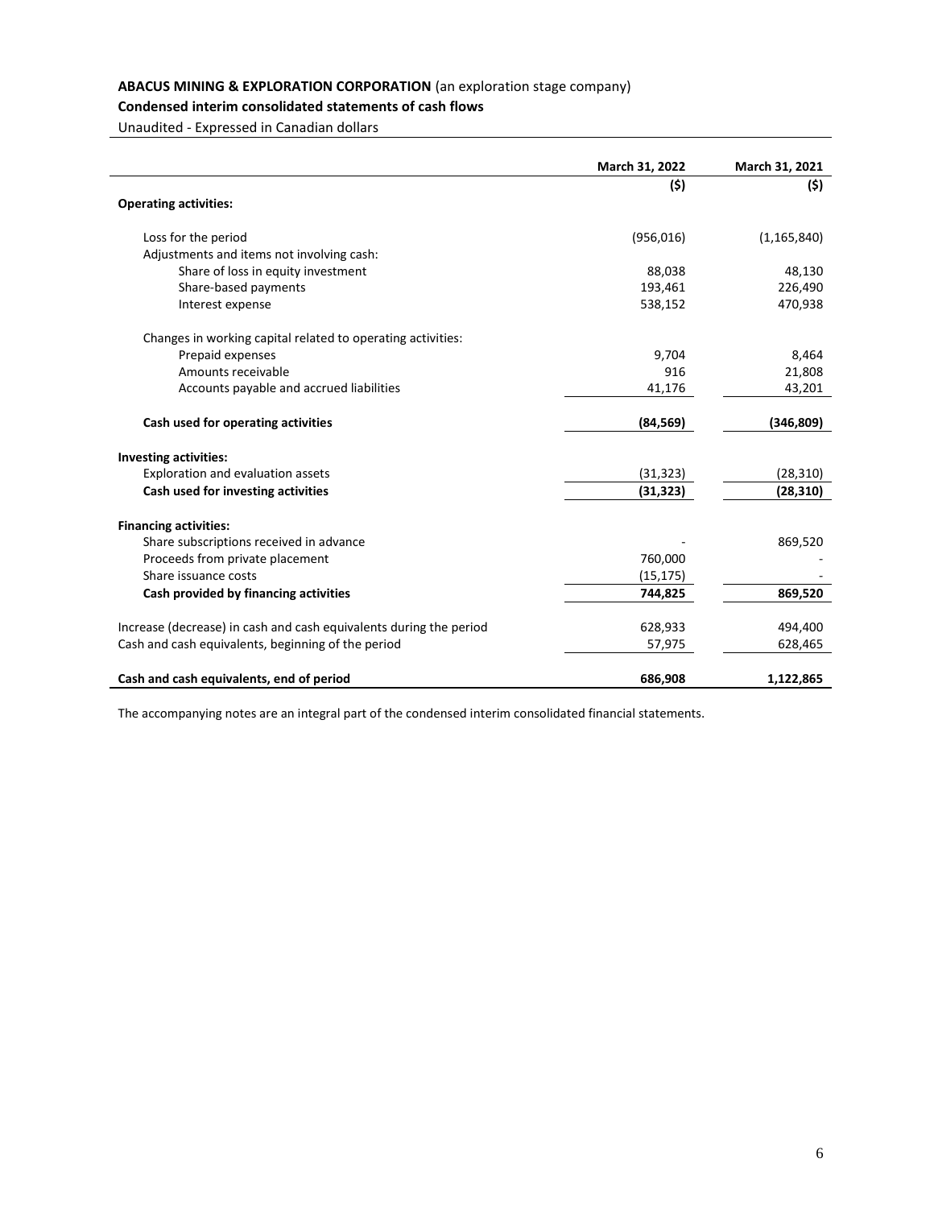**ABACUS MINING & EXPLORATION CORPORATION** (an exploration stage company)

**Condensed interim consolidated statements of cash flows**

Unaudited - Expressed in Canadian dollars

| | March 31, 2022 | March 31, 2021 |
|---|---|---|
| | ($) | ($) |
| **Operating activities:** | | |
| Loss for the period | (956,016) | (1,165,840) |
| Adjustments and items not involving cash: | | |
| Share of loss in equity investment | 88,038 | 48,130 |
| Share-based payments | 193,461 | 226,490 |
| Interest expense | 538,152 | 470,938 |
| Changes in working capital related to operating activities: | | |
| Prepaid expenses | 9,704 | 8,464 |
| Amounts receivable | 916 | 21,808 |
| Accounts payable and accrued liabilities | 41,176 | 43,201 |
| **Cash used for operating activities** | **(84,569)** | **(346,809)** |
| **Investing activities:** | | |
| Exploration and evaluation assets | (31,323) | (28,310) |
| **Cash used for investing activities** | **(31,323)** | **(28,310)** |
| **Financing activities:** | | |
| Share subscriptions received in advance | - | 869,520 |
| Proceeds from private placement | 760,000 | - |
| Share issuance costs | (15,175) | - |
| **Cash provided by financing activities** | **744,825** | **869,520** |
| Increase (decrease) in cash and cash equivalents during the period | 628,933 | 494,400 |
| Cash and cash equivalents, beginning of the period | 57,975 | 628,465 |
| **Cash and cash equivalents, end of period** | **686,908** | **1,122,865** |

The accompanying notes are an integral part of the condensed interim consolidated financial statements.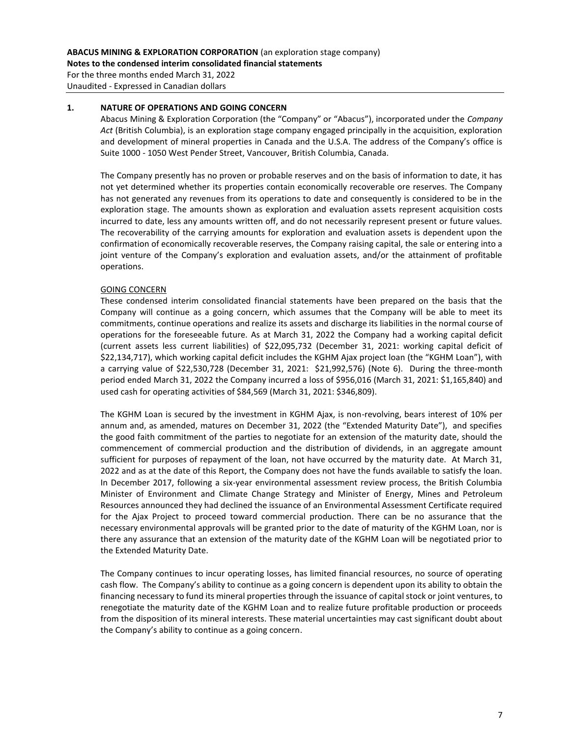## 1. NATURE OF OPERATIONS AND GOING CONCERN

Abacus Mining & Exploration Corporation (the "Company" or "Abacus"), incorporated under the *Company Act* (British Columbia), is an exploration stage company engaged principally in the acquisition, exploration and development of mineral properties in Canada and the U.S.A. The address of the Company's office is Suite 1000 - 1050 West Pender Street, Vancouver, British Columbia, Canada.

The Company presently has no proven or probable reserves and on the basis of information to date, it has not yet determined whether its properties contain economically recoverable ore reserves. The Company has not generated any revenues from its operations to date and consequently is considered to be in the exploration stage. The amounts shown as exploration and evaluation assets represent acquisition costs incurred to date, less any amounts written off, and do not necessarily represent present or future values. The recoverability of the carrying amounts for exploration and evaluation assets is dependent upon the confirmation of economically recoverable reserves, the Company raising capital, the sale or entering into a joint venture of the Company's exploration and evaluation assets, and/or the attainment of profitable operations.

<u>GOING CONCERN</u>

These condensed interim consolidated financial statements have been prepared on the basis that the Company will continue as a going concern, which assumes that the Company will be able to meet its commitments, continue operations and realize its assets and discharge its liabilities in the normal course of operations for the foreseeable future. As at March 31, 2022 the Company had a working capital deficit (current assets less current liabilities) of $22,095,732 (December 31, 2021: working capital deficit of $22,134,717), which working capital deficit includes the KGHM Ajax project loan (the "KGHM Loan"), with a carrying value of $22,530,728 (December 31, 2021: $21,992,576) (Note 6). During the three-month period ended March 31, 2022 the Company incurred a loss of $956,016 (March 31, 2021: $1,165,840) and used cash for operating activities of $84,569 (March 31, 2021: $346,809).

The KGHM Loan is secured by the investment in KGHM Ajax, is non-revolving, bears interest of 10% per annum and, as amended, matures on December 31, 2022 (the "Extended Maturity Date"), and specifies the good faith commitment of the parties to negotiate for an extension of the maturity date, should the commencement of commercial production and the distribution of dividends, in an aggregate amount sufficient for purposes of repayment of the loan, not have occurred by the maturity date. At March 31, 2022 and as at the date of this Report, the Company does not have the funds available to satisfy the loan. In December 2017, following a six-year environmental assessment review process, the British Columbia Minister of Environment and Climate Change Strategy and Minister of Energy, Mines and Petroleum Resources announced they had declined the issuance of an Environmental Assessment Certificate required for the Ajax Project to proceed toward commercial production. There can be no assurance that the necessary environmental approvals will be granted prior to the date of maturity of the KGHM Loan, nor is there any assurance that an extension of the maturity date of the KGHM Loan will be negotiated prior to the Extended Maturity Date.

The Company continues to incur operating losses, has limited financial resources, no source of operating cash flow. The Company's ability to continue as a going concern is dependent upon its ability to obtain the financing necessary to fund its mineral properties through the issuance of capital stock or joint ventures, to renegotiate the maturity date of the KGHM Loan and to realize future profitable production or proceeds from the disposition of its mineral interests. These material uncertainties may cast significant doubt about the Company's ability to continue as a going concern.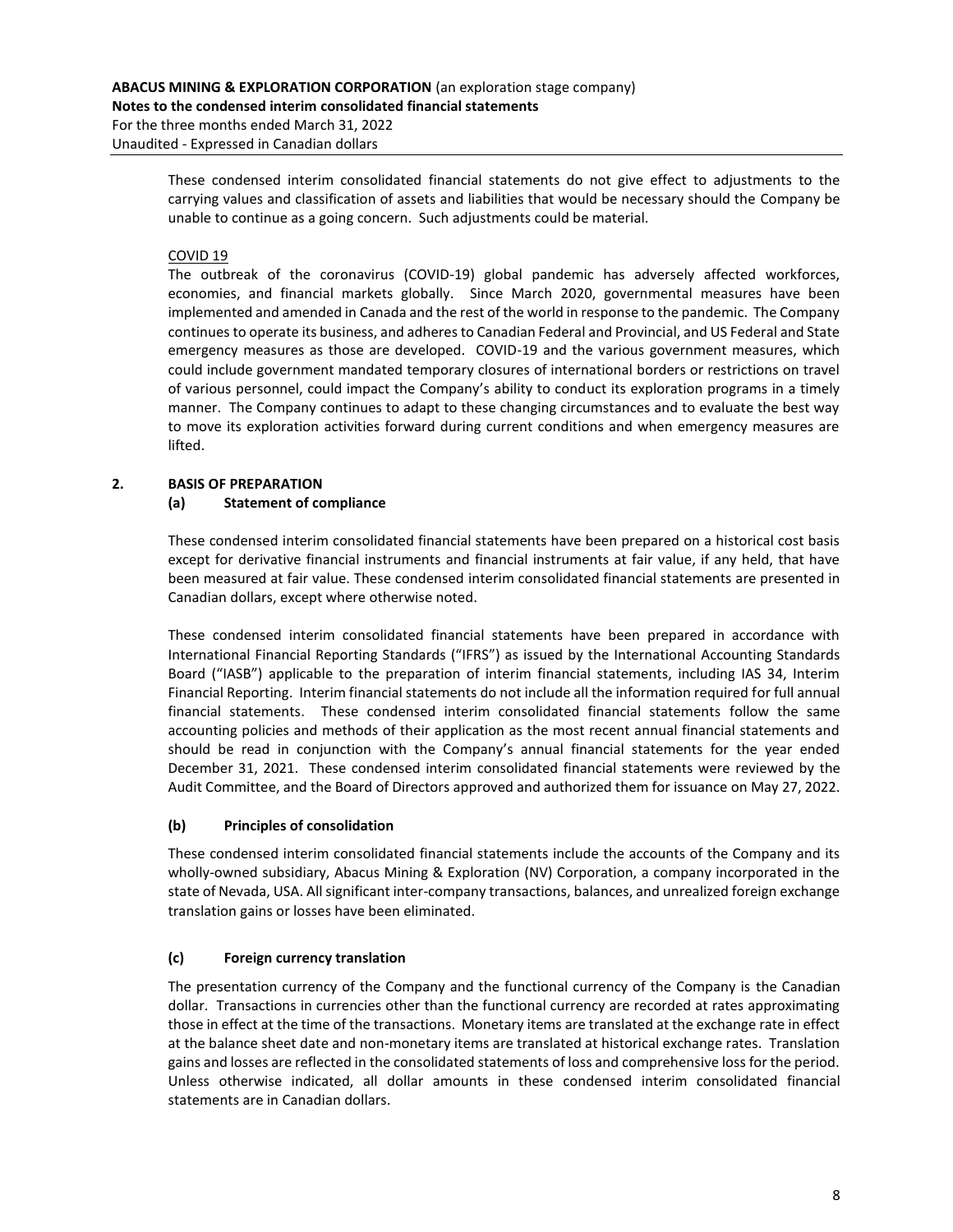These condensed interim consolidated financial statements do not give effect to adjustments to the carrying values and classification of assets and liabilities that would be necessary should the Company be unable to continue as a going concern. Such adjustments could be material.

COVID 19

The outbreak of the coronavirus (COVID-19) global pandemic has adversely affected workforces, economies, and financial markets globally. Since March 2020, governmental measures have been implemented and amended in Canada and the rest of the world in response to the pandemic. The Company continues to operate its business, and adheres to Canadian Federal and Provincial, and US Federal and State emergency measures as those are developed. COVID-19 and the various government measures, which could include government mandated temporary closures of international borders or restrictions on travel of various personnel, could impact the Company's ability to conduct its exploration programs in a timely manner. The Company continues to adapt to these changing circumstances and to evaluate the best way to move its exploration activities forward during current conditions and when emergency measures are lifted.

## 2. BASIS OF PREPARATION

### (a) Statement of compliance

These condensed interim consolidated financial statements have been prepared on a historical cost basis except for derivative financial instruments and financial instruments at fair value, if any held, that have been measured at fair value. These condensed interim consolidated financial statements are presented in Canadian dollars, except where otherwise noted.

These condensed interim consolidated financial statements have been prepared in accordance with International Financial Reporting Standards ("IFRS") as issued by the International Accounting Standards Board ("IASB") applicable to the preparation of interim financial statements, including IAS 34, Interim Financial Reporting. Interim financial statements do not include all the information required for full annual financial statements. These condensed interim consolidated financial statements follow the same accounting policies and methods of their application as the most recent annual financial statements and should be read in conjunction with the Company's annual financial statements for the year ended December 31, 2021. These condensed interim consolidated financial statements were reviewed by the Audit Committee, and the Board of Directors approved and authorized them for issuance on May 27, 2022.

### (b) Principles of consolidation

These condensed interim consolidated financial statements include the accounts of the Company and its wholly-owned subsidiary, Abacus Mining & Exploration (NV) Corporation, a company incorporated in the state of Nevada, USA. All significant inter-company transactions, balances, and unrealized foreign exchange translation gains or losses have been eliminated.

### (c) Foreign currency translation

The presentation currency of the Company and the functional currency of the Company is the Canadian dollar. Transactions in currencies other than the functional currency are recorded at rates approximating those in effect at the time of the transactions. Monetary items are translated at the exchange rate in effect at the balance sheet date and non-monetary items are translated at historical exchange rates. Translation gains and losses are reflected in the consolidated statements of loss and comprehensive loss for the period. Unless otherwise indicated, all dollar amounts in these condensed interim consolidated financial statements are in Canadian dollars.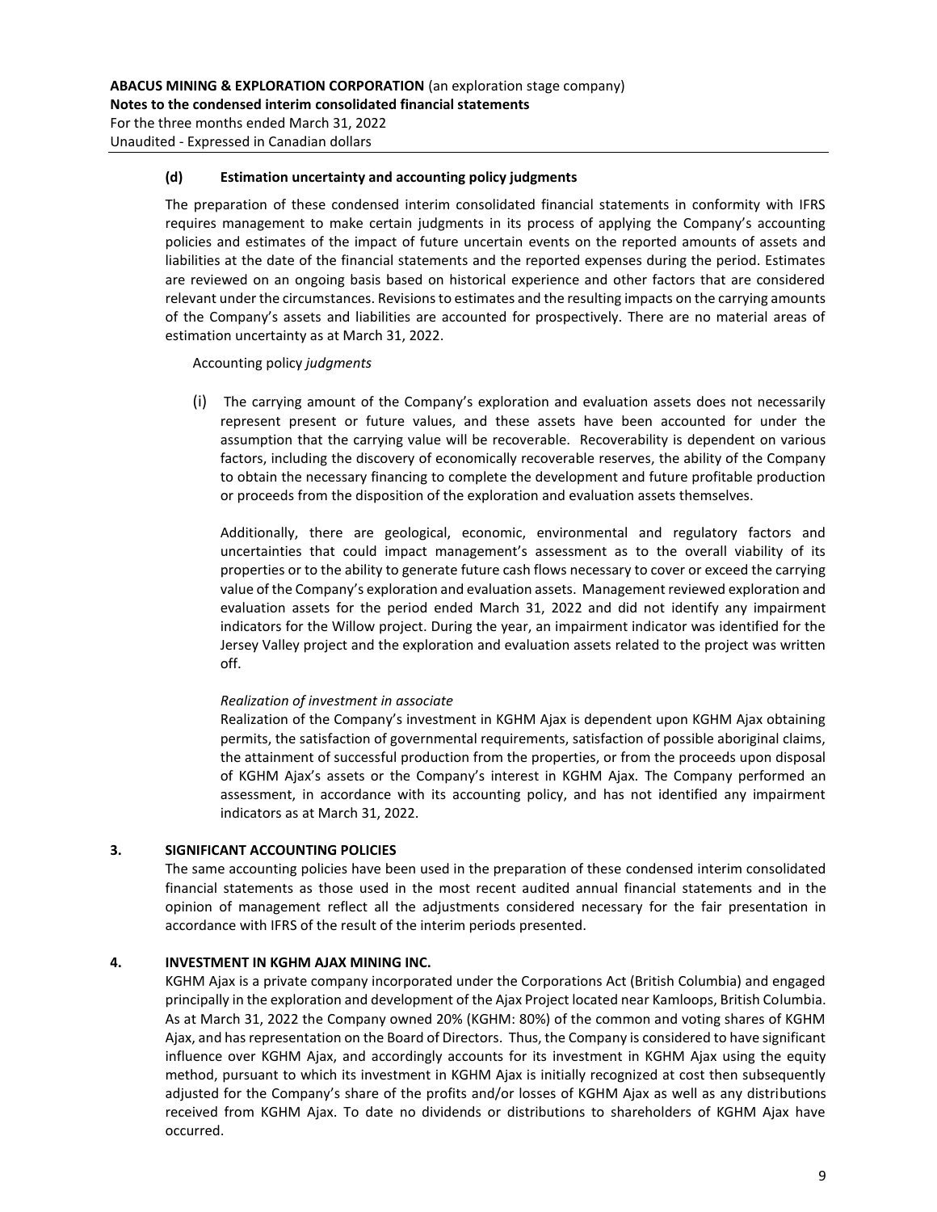### (d) Estimation uncertainty and accounting policy judgments

The preparation of these condensed interim consolidated financial statements in conformity with IFRS requires management to make certain judgments in its process of applying the Company's accounting policies and estimates of the impact of future uncertain events on the reported amounts of assets and liabilities at the date of the financial statements and the reported expenses during the period. Estimates are reviewed on an ongoing basis based on historical experience and other factors that are considered relevant under the circumstances. Revisions to estimates and the resulting impacts on the carrying amounts of the Company's assets and liabilities are accounted for prospectively. There are no material areas of estimation uncertainty as at March 31, 2022.

Accounting policy *judgments*

(i) The carrying amount of the Company's exploration and evaluation assets does not necessarily represent present or future values, and these assets have been accounted for under the assumption that the carrying value will be recoverable. Recoverability is dependent on various factors, including the discovery of economically recoverable reserves, the ability of the Company to obtain the necessary financing to complete the development and future profitable production or proceeds from the disposition of the exploration and evaluation assets themselves.

Additionally, there are geological, economic, environmental and regulatory factors and uncertainties that could impact management's assessment as to the overall viability of its properties or to the ability to generate future cash flows necessary to cover or exceed the carrying value of the Company's exploration and evaluation assets. Management reviewed exploration and evaluation assets for the period ended March 31, 2022 and did not identify any impairment indicators for the Willow project. During the year, an impairment indicator was identified for the Jersey Valley project and the exploration and evaluation assets related to the project was written off.

*Realization of investment in associate*

Realization of the Company's investment in KGHM Ajax is dependent upon KGHM Ajax obtaining permits, the satisfaction of governmental requirements, satisfaction of possible aboriginal claims, the attainment of successful production from the properties, or from the proceeds upon disposal of KGHM Ajax's assets or the Company's interest in KGHM Ajax. The Company performed an assessment, in accordance with its accounting policy, and has not identified any impairment indicators as at March 31, 2022.

## 3. SIGNIFICANT ACCOUNTING POLICIES

The same accounting policies have been used in the preparation of these condensed interim consolidated financial statements as those used in the most recent audited annual financial statements and in the opinion of management reflect all the adjustments considered necessary for the fair presentation in accordance with IFRS of the result of the interim periods presented.

## 4. INVESTMENT IN KGHM AJAX MINING INC.

KGHM Ajax is a private company incorporated under the Corporations Act (British Columbia) and engaged principally in the exploration and development of the Ajax Project located near Kamloops, British Columbia. As at March 31, 2022 the Company owned 20% (KGHM: 80%) of the common and voting shares of KGHM Ajax, and has representation on the Board of Directors. Thus, the Company is considered to have significant influence over KGHM Ajax, and accordingly accounts for its investment in KGHM Ajax using the equity method, pursuant to which its investment in KGHM Ajax is initially recognized at cost then subsequently adjusted for the Company's share of the profits and/or losses of KGHM Ajax as well as any distributions received from KGHM Ajax. To date no dividends or distributions to shareholders of KGHM Ajax have occurred.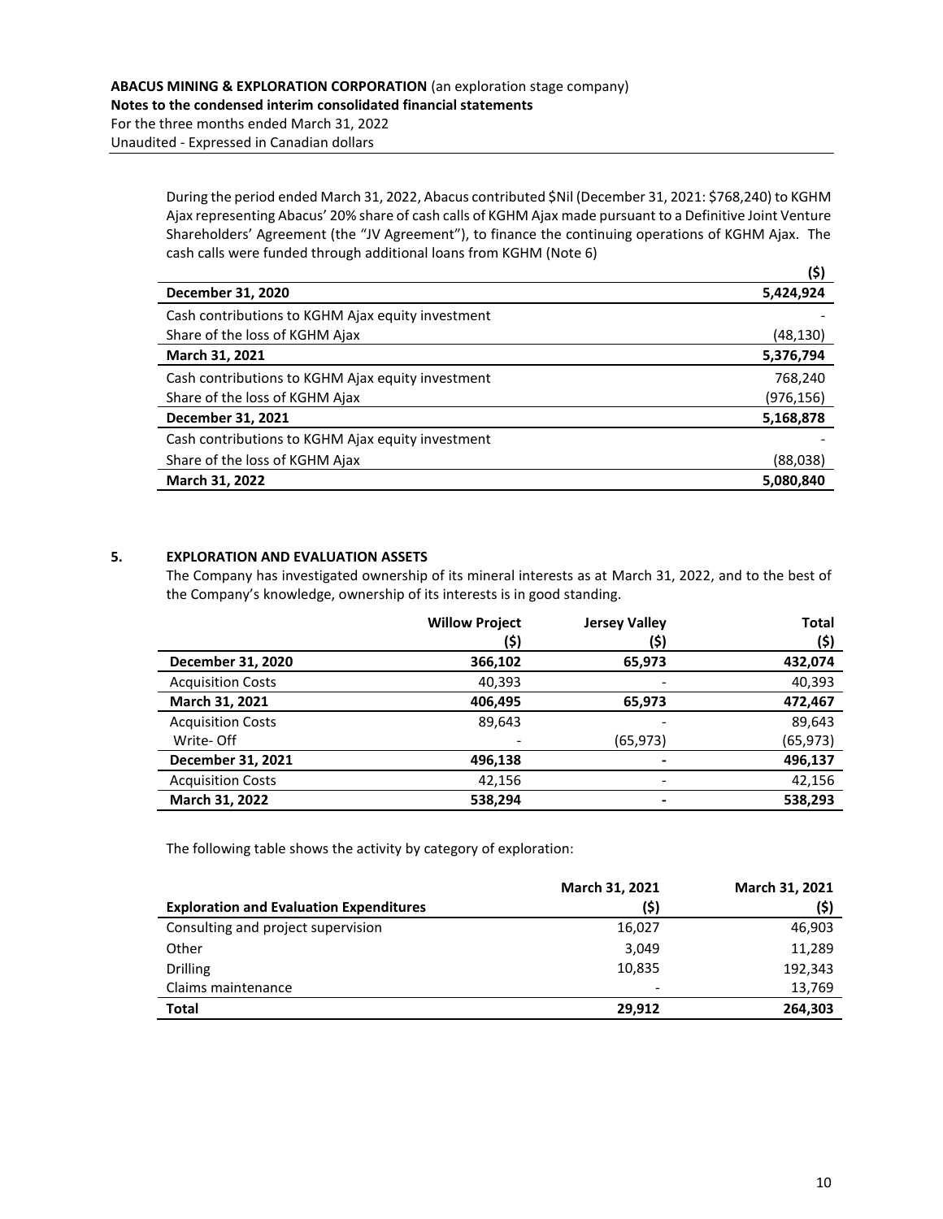During the period ended March 31, 2022, Abacus contributed $Nil (December 31, 2021: $768,240) to KGHM Ajax representing Abacus' 20% share of cash calls of KGHM Ajax made pursuant to a Definitive Joint Venture Shareholders' Agreement (the "JV Agreement"), to finance the continuing operations of KGHM Ajax. The cash calls were funded through additional loans from KGHM (Note 6)

| | ($) |
|---|---|
| **December 31, 2020** | **5,424,924** |
| Cash contributions to KGHM Ajax equity investment | - |
| Share of the loss of KGHM Ajax | (48,130) |
| **March 31, 2021** | **5,376,794** |
| Cash contributions to KGHM Ajax equity investment | 768,240 |
| Share of the loss of KGHM Ajax | (976,156) |
| **December 31, 2021** | **5,168,878** |
| Cash contributions to KGHM Ajax equity investment | - |
| Share of the loss of KGHM Ajax | (88,038) |
| **March 31, 2022** | **5,080,840** |

## 5. EXPLORATION AND EVALUATION ASSETS

The Company has investigated ownership of its mineral interests as at March 31, 2022, and to the best of the Company's knowledge, ownership of its interests is in good standing.

| | Willow Project ($) | Jersey Valley ($) | Total ($) |
|---|---|---|---|
| **December 31, 2020** | **366,102** | **65,973** | **432,074** |
| Acquisition Costs | 40,393 | - | 40,393 |
| **March 31, 2021** | **406,495** | **65,973** | **472,467** |
| Acquisition Costs | 89,643 | - | 89,643 |
| Write- Off | - | (65,973) | (65,973) |
| **December 31, 2021** | **496,138** | **-** | **496,137** |
| Acquisition Costs | 42,156 | - | 42,156 |
| **March 31, 2022** | **538,294** | **-** | **538,293** |

The following table shows the activity by category of exploration:

| Exploration and Evaluation Expenditures | March 31, 2021 ($) | March 31, 2021 ($) |
|---|---|---|
| Consulting and project supervision | 16,027 | 46,903 |
| Other | 3,049 | 11,289 |
| Drilling | 10,835 | 192,343 |
| Claims maintenance | - | 13,769 |
| **Total** | **29,912** | **264,303** |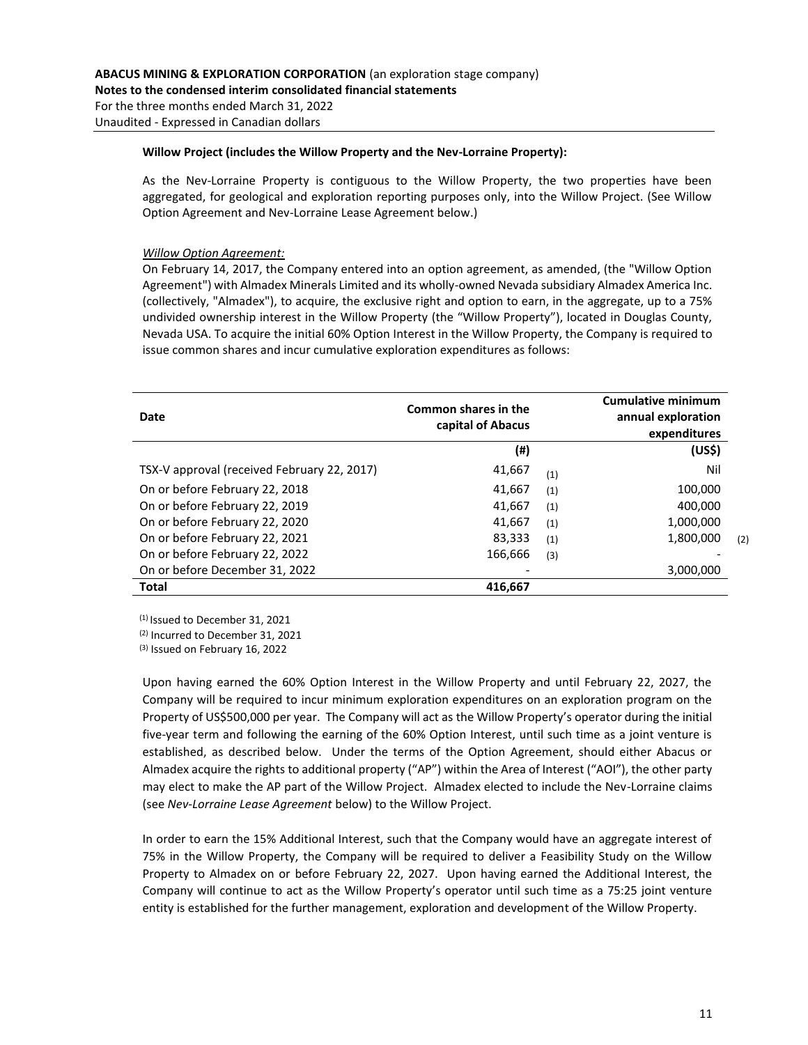**ABACUS MINING & EXPLORATION CORPORATION** (an exploration stage company)
**Notes to the condensed interim consolidated financial statements**
For the three months ended March 31, 2022
Unaudited - Expressed in Canadian dollars

**Willow Project (includes the Willow Property and the Nev-Lorraine Property):**

As the Nev-Lorraine Property is contiguous to the Willow Property, the two properties have been aggregated, for geological and exploration reporting purposes only, into the Willow Project. (See Willow Option Agreement and Nev-Lorraine Lease Agreement below.)

*Willow Option Agreement:*
On February 14, 2017, the Company entered into an option agreement, as amended, (the "Willow Option Agreement") with Almadex Minerals Limited and its wholly-owned Nevada subsidiary Almadex America Inc. (collectively, "Almadex"), to acquire, the exclusive right and option to earn, in the aggregate, up to a 75% undivided ownership interest in the Willow Property (the "Willow Property"), located in Douglas County, Nevada USA. To acquire the initial 60% Option Interest in the Willow Property, the Company is required to issue common shares and incur cumulative exploration expenditures as follows:

| Date | Common shares in the capital of Abacus | | Cumulative minimum annual exploration expenditures | |
|---|---|---|---|---|
| | (#) | | (US$) | |
| TSX-V approval (received February 22, 2017) | 41,667 | (1) | Nil | |
| On or before February 22, 2018 | 41,667 | (1) | 100,000 | |
| On or before February 22, 2019 | 41,667 | (1) | 400,000 | |
| On or before February 22, 2020 | 41,667 | (1) | 1,000,000 | |
| On or before February 22, 2021 | 83,333 | (1) | 1,800,000 | (2) |
| On or before February 22, 2022 | 166,666 | (3) | - | |
| On or before December 31, 2022 | - | | 3,000,000 | |
| **Total** | **416,667** | | | |

(1) Issued to December 31, 2021
(2) Incurred to December 31, 2021
(3) Issued on February 16, 2022

Upon having earned the 60% Option Interest in the Willow Property and until February 22, 2027, the Company will be required to incur minimum exploration expenditures on an exploration program on the Property of US$500,000 per year. The Company will act as the Willow Property's operator during the initial five-year term and following the earning of the 60% Option Interest, until such time as a joint venture is established, as described below. Under the terms of the Option Agreement, should either Abacus or Almadex acquire the rights to additional property ("AP") within the Area of Interest ("AOI"), the other party may elect to make the AP part of the Willow Project. Almadex elected to include the Nev-Lorraine claims (see *Nev-Lorraine Lease Agreement* below) to the Willow Project.

In order to earn the 15% Additional Interest, such that the Company would have an aggregate interest of 75% in the Willow Property, the Company will be required to deliver a Feasibility Study on the Willow Property to Almadex on or before February 22, 2027. Upon having earned the Additional Interest, the Company will continue to act as the Willow Property's operator until such time as a 75:25 joint venture entity is established for the further management, exploration and development of the Willow Property.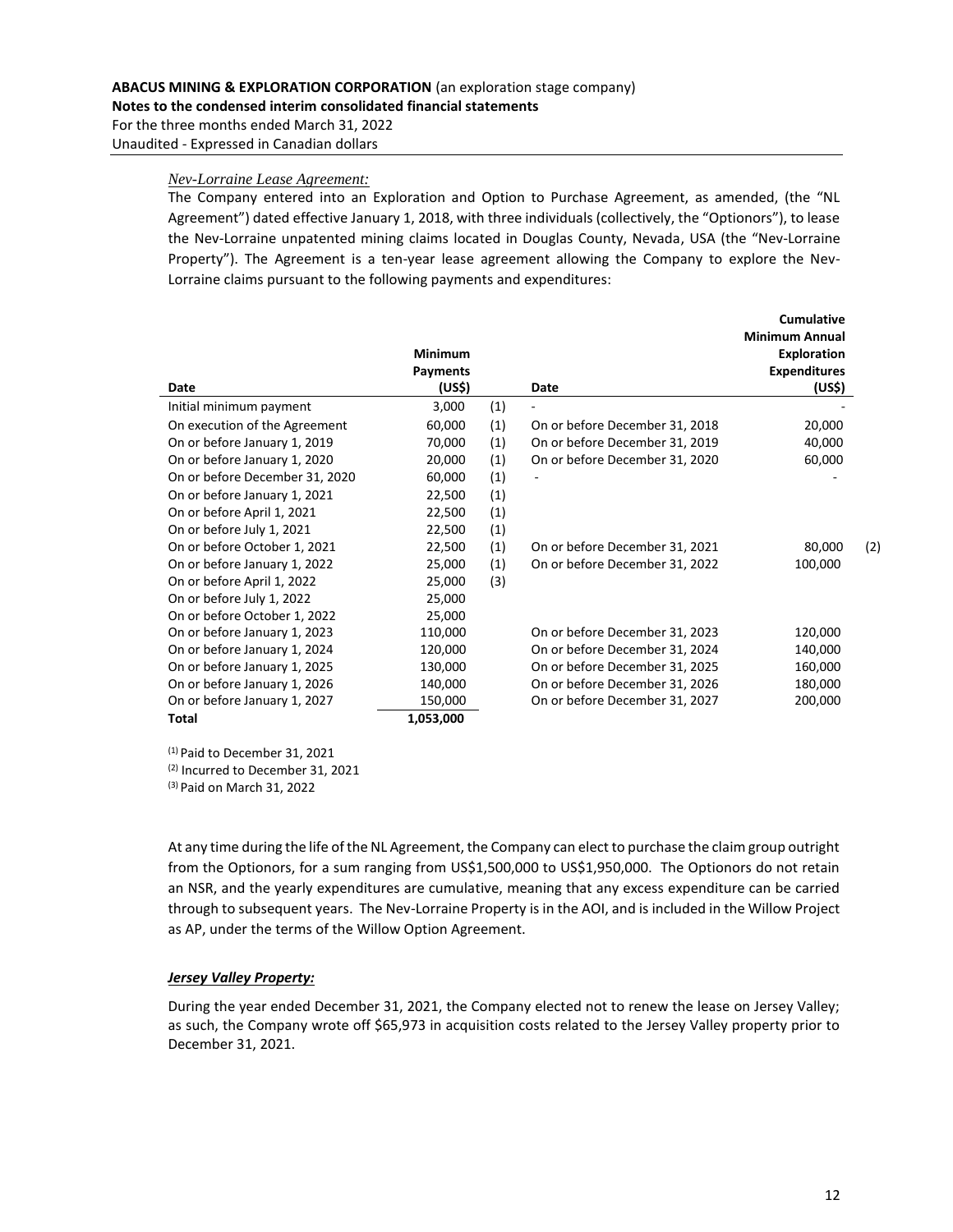*Nev-Lorraine Lease Agreement:*

The Company entered into an Exploration and Option to Purchase Agreement, as amended, (the "NL Agreement") dated effective January 1, 2018, with three individuals (collectively, the "Optionors"), to lease the Nev-Lorraine unpatented mining claims located in Douglas County, Nevada, USA (the "Nev-Lorraine Property"). The Agreement is a ten-year lease agreement allowing the Company to explore the Nev-Lorraine claims pursuant to the following payments and expenditures:

| Date | Minimum Payments (US$) | | Date | Cumulative Minimum Annual Exploration Expenditures (US$) | |
|---|---|---|---|---|---|
| Initial minimum payment | 3,000 | (1) | - | - | |
| On execution of the Agreement | 60,000 | (1) | On or before December 31, 2018 | 20,000 | |
| On or before January 1, 2019 | 70,000 | (1) | On or before December 31, 2019 | 40,000 | |
| On or before January 1, 2020 | 20,000 | (1) | On or before December 31, 2020 | 60,000 | |
| On or before December 31, 2020 | 60,000 | (1) | - | - | |
| On or before January 1, 2021 | 22,500 | (1) | | | |
| On or before April 1, 2021 | 22,500 | (1) | | | |
| On or before July 1, 2021 | 22,500 | (1) | | | |
| On or before October 1, 2021 | 22,500 | (1) | On or before December 31, 2021 | 80,000 | (2) |
| On or before January 1, 2022 | 25,000 | (1) | On or before December 31, 2022 | 100,000 | |
| On or before April 1, 2022 | 25,000 | (3) | | | |
| On or before July 1, 2022 | 25,000 | | | | |
| On or before October 1, 2022 | 25,000 | | | | |
| On or before January 1, 2023 | 110,000 | | On or before December 31, 2023 | 120,000 | |
| On or before January 1, 2024 | 120,000 | | On or before December 31, 2024 | 140,000 | |
| On or before January 1, 2025 | 130,000 | | On or before December 31, 2025 | 160,000 | |
| On or before January 1, 2026 | 140,000 | | On or before December 31, 2026 | 180,000 | |
| On or before January 1, 2027 | 150,000 | | On or before December 31, 2027 | 200,000 | |
| **Total** | **1,053,000** | | | | |

(1) Paid to December 31, 2021
(2) Incurred to December 31, 2021
(3) Paid on March 31, 2022

At any time during the life of the NL Agreement, the Company can elect to purchase the claim group outright from the Optionors, for a sum ranging from US$1,500,000 to US$1,950,000. The Optionors do not retain an NSR, and the yearly expenditures are cumulative, meaning that any excess expenditure can be carried through to subsequent years. The Nev-Lorraine Property is in the AOI, and is included in the Willow Project as AP, under the terms of the Willow Option Agreement.

***Jersey Valley Property:***

During the year ended December 31, 2021, the Company elected not to renew the lease on Jersey Valley; as such, the Company wrote off $65,973 in acquisition costs related to the Jersey Valley property prior to December 31, 2021.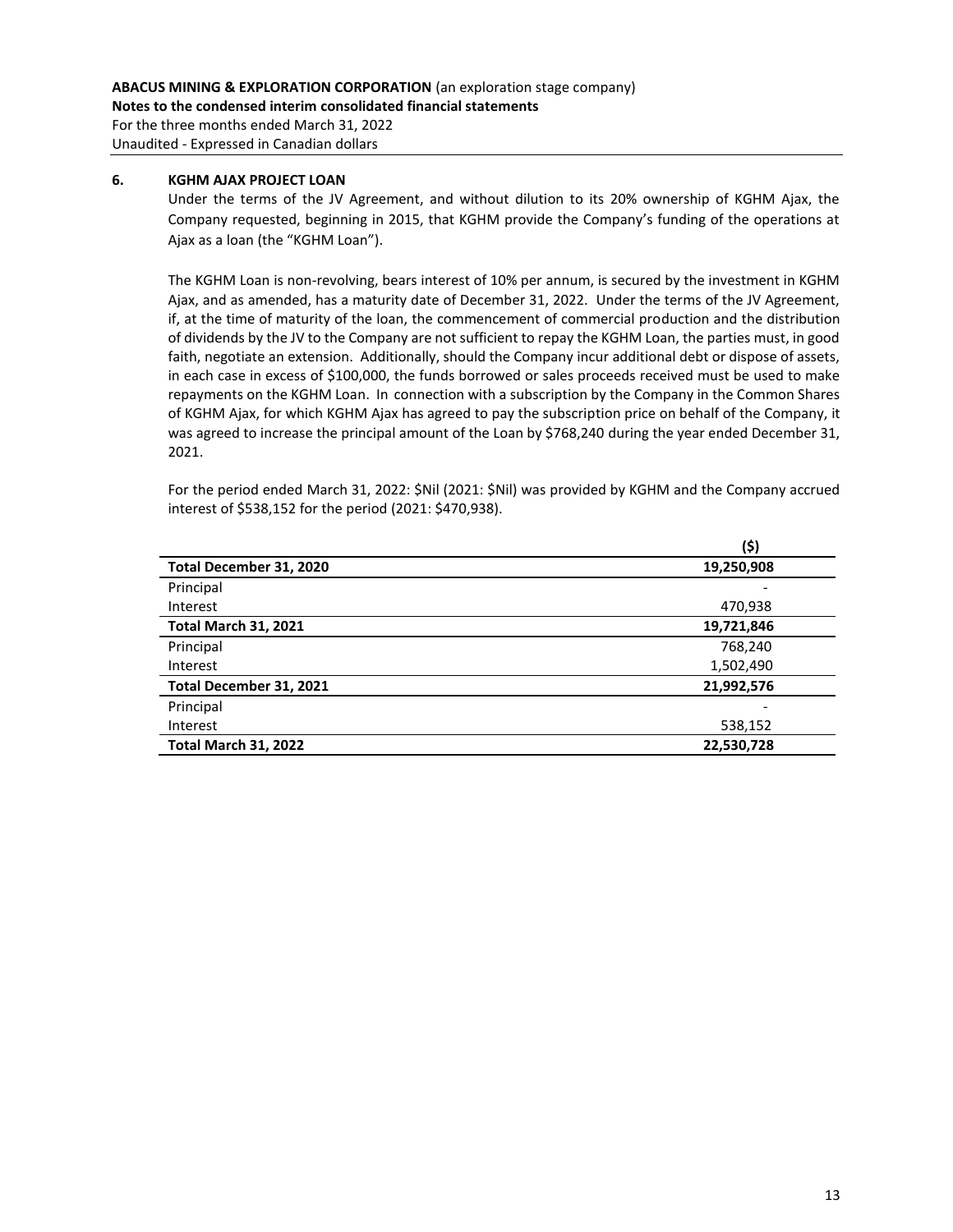## 6. KGHM AJAX PROJECT LOAN

Under the terms of the JV Agreement, and without dilution to its 20% ownership of KGHM Ajax, the Company requested, beginning in 2015, that KGHM provide the Company's funding of the operations at Ajax as a loan (the "KGHM Loan").

The KGHM Loan is non-revolving, bears interest of 10% per annum, is secured by the investment in KGHM Ajax, and as amended, has a maturity date of December 31, 2022. Under the terms of the JV Agreement, if, at the time of maturity of the loan, the commencement of commercial production and the distribution of dividends by the JV to the Company are not sufficient to repay the KGHM Loan, the parties must, in good faith, negotiate an extension. Additionally, should the Company incur additional debt or dispose of assets, in each case in excess of \$100,000, the funds borrowed or sales proceeds received must be used to make repayments on the KGHM Loan. In connection with a subscription by the Company in the Common Shares of KGHM Ajax, for which KGHM Ajax has agreed to pay the subscription price on behalf of the Company, it was agreed to increase the principal amount of the Loan by \$768,240 during the year ended December 31, 2021.

For the period ended March 31, 2022: \$Nil (2021: \$Nil) was provided by KGHM and the Company accrued interest of \$538,152 for the period (2021: \$470,938).

| | (\$) |
|---|---|
| **Total December 31, 2020** | **19,250,908** |
| Principal | - |
| Interest | 470,938 |
| **Total March 31, 2021** | **19,721,846** |
| Principal | 768,240 |
| Interest | 1,502,490 |
| **Total December 31, 2021** | **21,992,576** |
| Principal | - |
| Interest | 538,152 |
| **Total March 31, 2022** | **22,530,728** |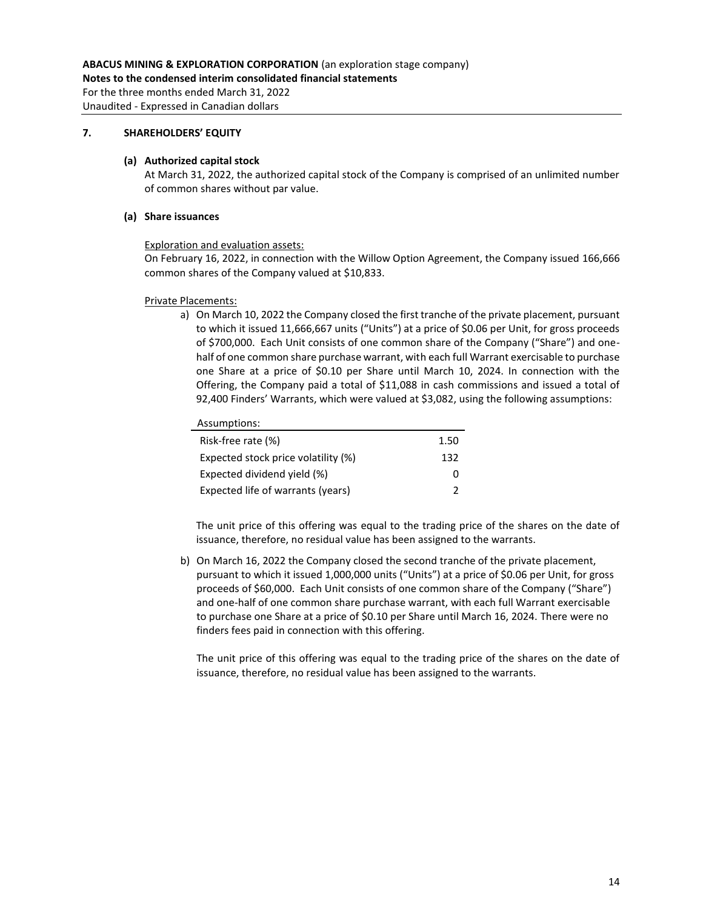**ABACUS MINING & EXPLORATION CORPORATION** (an exploration stage company)
**Notes to the condensed interim consolidated financial statements**
For the three months ended March 31, 2022
Unaudited - Expressed in Canadian dollars

## 7. SHAREHOLDERS' EQUITY

### (a) Authorized capital stock

At March 31, 2022, the authorized capital stock of the Company is comprised of an unlimited number of common shares without par value.

### (a) Share issuances

Exploration and evaluation assets:

On February 16, 2022, in connection with the Willow Option Agreement, the Company issued 166,666 common shares of the Company valued at $10,833.

Private Placements:

a) On March 10, 2022 the Company closed the first tranche of the private placement, pursuant to which it issued 11,666,667 units ("Units") at a price of $0.06 per Unit, for gross proceeds of $700,000. Each Unit consists of one common share of the Company ("Share") and one-half of one common share purchase warrant, with each full Warrant exercisable to purchase one Share at a price of $0.10 per Share until March 10, 2024. In connection with the Offering, the Company paid a total of $11,088 in cash commissions and issued a total of 92,400 Finders' Warrants, which were valued at $3,082, using the following assumptions:

| Assumptions: | |
|---|---|
| Risk-free rate (%) | 1.50 |
| Expected stock price volatility (%) | 132 |
| Expected dividend yield (%) | 0 |
| Expected life of warrants (years) | 2 |

The unit price of this offering was equal to the trading price of the shares on the date of issuance, therefore, no residual value has been assigned to the warrants.

b) On March 16, 2022 the Company closed the second tranche of the private placement, pursuant to which it issued 1,000,000 units ("Units") at a price of $0.06 per Unit, for gross proceeds of $60,000. Each Unit consists of one common share of the Company ("Share") and one-half of one common share purchase warrant, with each full Warrant exercisable to purchase one Share at a price of $0.10 per Share until March 16, 2024. There were no finders fees paid in connection with this offering.

The unit price of this offering was equal to the trading price of the shares on the date of issuance, therefore, no residual value has been assigned to the warrants.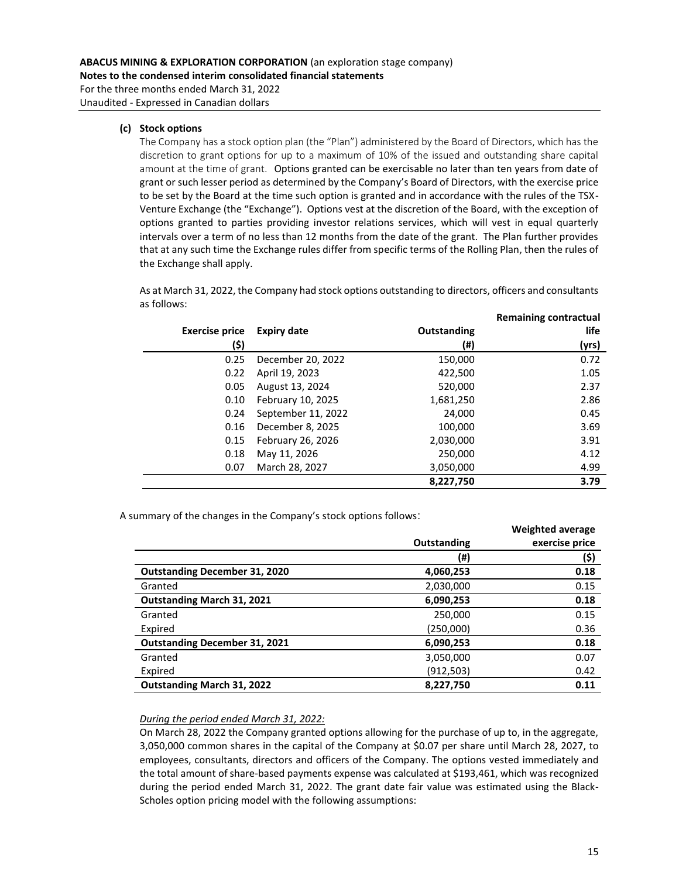**(c) Stock options**

The Company has a stock option plan (the "Plan") administered by the Board of Directors, which has the discretion to grant options for up to a maximum of 10% of the issued and outstanding share capital amount at the time of grant. Options granted can be exercisable no later than ten years from date of grant or such lesser period as determined by the Company's Board of Directors, with the exercise price to be set by the Board at the time such option is granted and in accordance with the rules of the TSX-Venture Exchange (the "Exchange"). Options vest at the discretion of the Board, with the exception of options granted to parties providing investor relations services, which will vest in equal quarterly intervals over a term of no less than 12 months from the date of the grant. The Plan further provides that at any such time the Exchange rules differ from specific terms of the Rolling Plan, then the rules of the Exchange shall apply.

As at March 31, 2022, the Company had stock options outstanding to directors, officers and consultants as follows:

| Exercise price ($) | Expiry date | Outstanding (#) | Remaining contractual life (yrs) |
|---:|---|---:|---:|
| 0.25 | December 20, 2022 | 150,000 | 0.72 |
| 0.22 | April 19, 2023 | 422,500 | 1.05 |
| 0.05 | August 13, 2024 | 520,000 | 2.37 |
| 0.10 | February 10, 2025 | 1,681,250 | 2.86 |
| 0.24 | September 11, 2022 | 24,000 | 0.45 |
| 0.16 | December 8, 2025 | 100,000 | 3.69 |
| 0.15 | February 26, 2026 | 2,030,000 | 3.91 |
| 0.18 | May 11, 2026 | 250,000 | 4.12 |
| 0.07 | March 28, 2027 | 3,050,000 | 4.99 |
| | | **8,227,750** | **3.79** |

A summary of the changes in the Company's stock options follows:

| | Outstanding (#) | Weighted average exercise price ($) |
|---|---:|---:|
| **Outstanding December 31, 2020** | **4,060,253** | **0.18** |
| Granted | 2,030,000 | 0.15 |
| **Outstanding March 31, 2021** | **6,090,253** | **0.18** |
| Granted | 250,000 | 0.15 |
| Expired | (250,000) | 0.36 |
| **Outstanding December 31, 2021** | **6,090,253** | **0.18** |
| Granted | 3,050,000 | 0.07 |
| Expired | (912,503) | 0.42 |
| **Outstanding March 31, 2022** | **8,227,750** | **0.11** |

*During the period ended March 31, 2022:*

On March 28, 2022 the Company granted options allowing for the purchase of up to, in the aggregate, 3,050,000 common shares in the capital of the Company at $0.07 per share until March 28, 2027, to employees, consultants, directors and officers of the Company. The options vested immediately and the total amount of share-based payments expense was calculated at $193,461, which was recognized during the period ended March 31, 2022. The grant date fair value was estimated using the Black-Scholes option pricing model with the following assumptions: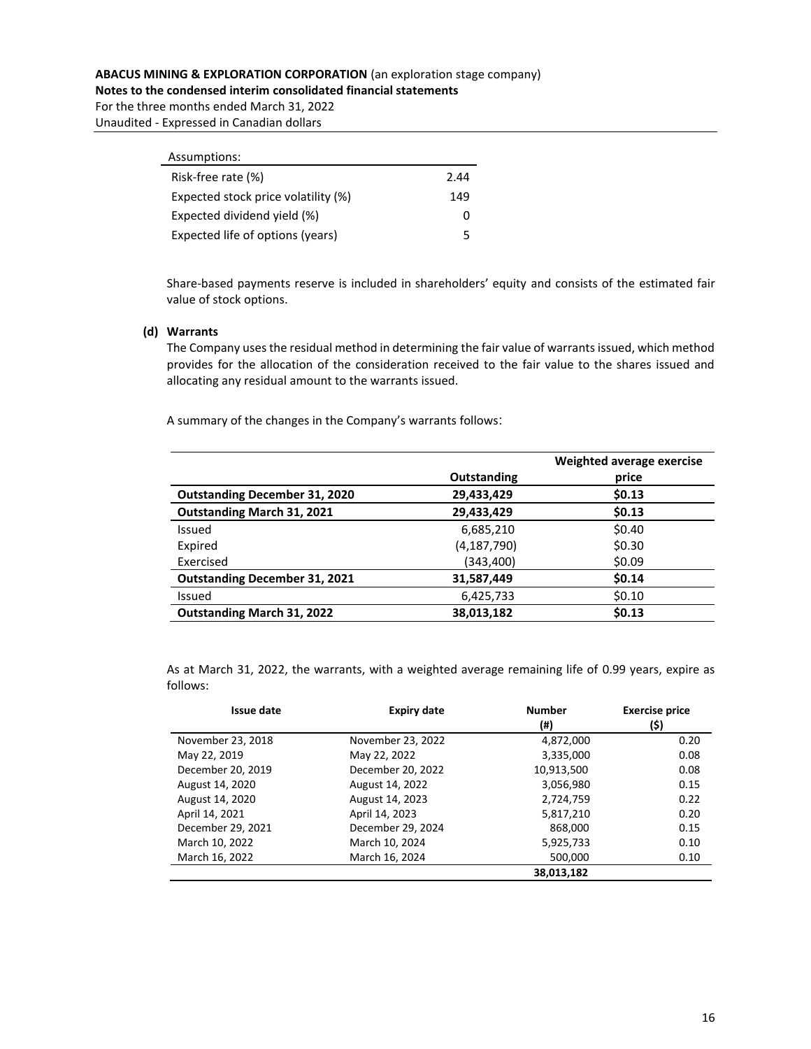| Assumptions: | |
|---|---|
| Risk-free rate (%) | 2.44 |
| Expected stock price volatility (%) | 149 |
| Expected dividend yield (%) | 0 |
| Expected life of options (years) | 5 |

Share-based payments reserve is included in shareholders' equity and consists of the estimated fair value of stock options.

**(d) Warrants**

The Company uses the residual method in determining the fair value of warrants issued, which method provides for the allocation of the consideration received to the fair value to the shares issued and allocating any residual amount to the warrants issued.

A summary of the changes in the Company's warrants follows:

| | Outstanding | Weighted average exercise price |
|---|---|---|
| **Outstanding December 31, 2020** | **29,433,429** | **$0.13** |
| **Outstanding March 31, 2021** | **29,433,429** | **$0.13** |
| Issued | 6,685,210 | $0.40 |
| Expired | (4,187,790) | $0.30 |
| Exercised | (343,400) | $0.09 |
| **Outstanding December 31, 2021** | **31,587,449** | **$0.14** |
| Issued | 6,425,733 | $0.10 |
| **Outstanding March 31, 2022** | **38,013,182** | **$0.13** |

As at March 31, 2022, the warrants, with a weighted average remaining life of 0.99 years, expire as follows:

| Issue date | Expiry date | Number (#) | Exercise price ($) |
|---|---|---|---|
| November 23, 2018 | November 23, 2022 | 4,872,000 | 0.20 |
| May 22, 2019 | May 22, 2022 | 3,335,000 | 0.08 |
| December 20, 2019 | December 20, 2022 | 10,913,500 | 0.08 |
| August 14, 2020 | August 14, 2022 | 3,056,980 | 0.15 |
| August 14, 2020 | August 14, 2023 | 2,724,759 | 0.22 |
| April 14, 2021 | April 14, 2023 | 5,817,210 | 0.20 |
| December 29, 2021 | December 29, 2024 | 868,000 | 0.15 |
| March 10, 2022 | March 10, 2024 | 5,925,733 | 0.10 |
| March 16, 2022 | March 16, 2024 | 500,000 | 0.10 |
| | | 38,013,182 | |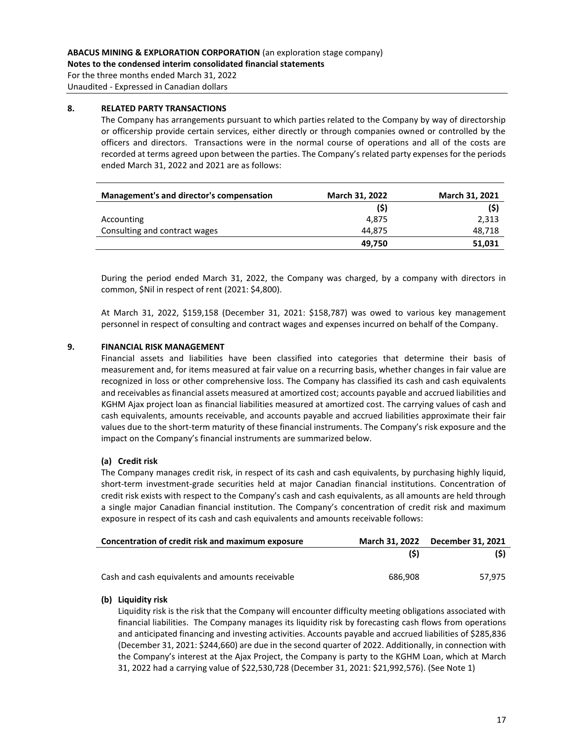**ABACUS MINING & EXPLORATION CORPORATION** (an exploration stage company)
**Notes to the condensed interim consolidated financial statements**
For the three months ended March 31, 2022
Unaudited - Expressed in Canadian dollars

## 8. RELATED PARTY TRANSACTIONS

The Company has arrangements pursuant to which parties related to the Company by way of directorship or officership provide certain services, either directly or through companies owned or controlled by the officers and directors. Transactions were in the normal course of operations and all of the costs are recorded at terms agreed upon between the parties. The Company's related party expenses for the periods ended March 31, 2022 and 2021 are as follows:

| Management's and director's compensation | March 31, 2022 | March 31, 2021 |
|---|---|---|
| | ($) | ($) |
| Accounting | 4,875 | 2,313 |
| Consulting and contract wages | 44,875 | 48,718 |
| | **49,750** | **51,031** |

During the period ended March 31, 2022, the Company was charged, by a company with directors in common, $Nil in respect of rent (2021: $4,800).

At March 31, 2022, $159,158 (December 31, 2021: $158,787) was owed to various key management personnel in respect of consulting and contract wages and expenses incurred on behalf of the Company.

## 9. FINANCIAL RISK MANAGEMENT

Financial assets and liabilities have been classified into categories that determine their basis of measurement and, for items measured at fair value on a recurring basis, whether changes in fair value are recognized in loss or other comprehensive loss. The Company has classified its cash and cash equivalents and receivables as financial assets measured at amortized cost; accounts payable and accrued liabilities and KGHM Ajax project loan as financial liabilities measured at amortized cost. The carrying values of cash and cash equivalents, amounts receivable, and accounts payable and accrued liabilities approximate their fair values due to the short-term maturity of these financial instruments. The Company's risk exposure and the impact on the Company's financial instruments are summarized below.

### (a) Credit risk

The Company manages credit risk, in respect of its cash and cash equivalents, by purchasing highly liquid, short-term investment-grade securities held at major Canadian financial institutions. Concentration of credit risk exists with respect to the Company's cash and cash equivalents, as all amounts are held through a single major Canadian financial institution. The Company's concentration of credit risk and maximum exposure in respect of its cash and cash equivalents and amounts receivable follows:

| Concentration of credit risk and maximum exposure | March 31, 2022 | December 31, 2021 |
|---|---|---|
| | ($) | ($) |
| Cash and cash equivalents and amounts receivable | 686,908 | 57,975 |

### (b) Liquidity risk

Liquidity risk is the risk that the Company will encounter difficulty meeting obligations associated with financial liabilities. The Company manages its liquidity risk by forecasting cash flows from operations and anticipated financing and investing activities. Accounts payable and accrued liabilities of $285,836 (December 31, 2021: $244,660) are due in the second quarter of 2022. Additionally, in connection with the Company's interest at the Ajax Project, the Company is party to the KGHM Loan, which at March 31, 2022 had a carrying value of $22,530,728 (December 31, 2021: $21,992,576). (See Note 1)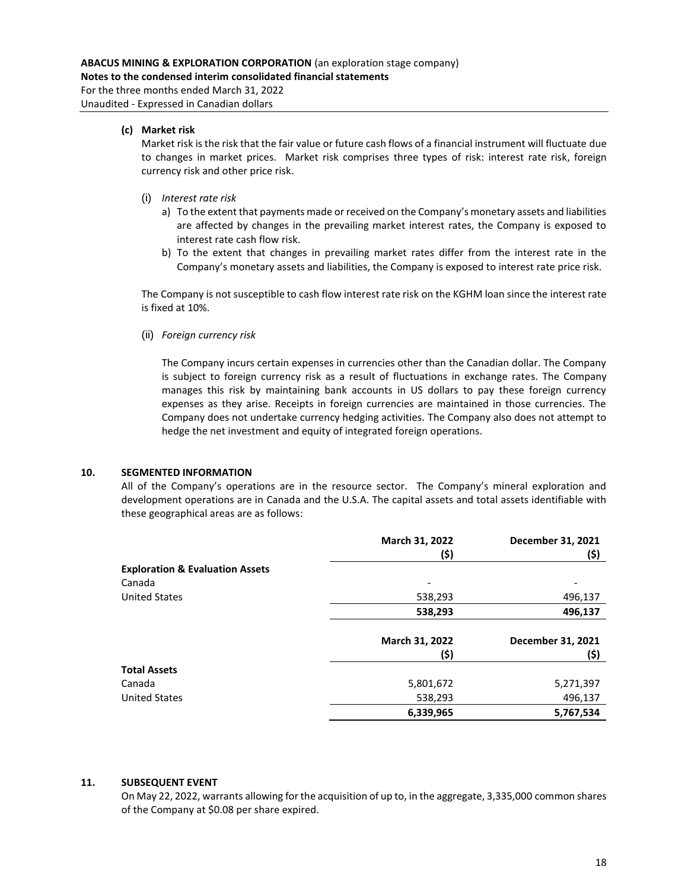**(c) Market risk**

Market risk is the risk that the fair value or future cash flows of a financial instrument will fluctuate due to changes in market prices. Market risk comprises three types of risk: interest rate risk, foreign currency risk and other price risk.

(i) *Interest rate risk*

a) To the extent that payments made or received on the Company's monetary assets and liabilities are affected by changes in the prevailing market interest rates, the Company is exposed to interest rate cash flow risk.

b) To the extent that changes in prevailing market rates differ from the interest rate in the Company's monetary assets and liabilities, the Company is exposed to interest rate price risk.

The Company is not susceptible to cash flow interest rate risk on the KGHM loan since the interest rate is fixed at 10%.

(ii) *Foreign currency risk*

The Company incurs certain expenses in currencies other than the Canadian dollar. The Company is subject to foreign currency risk as a result of fluctuations in exchange rates. The Company manages this risk by maintaining bank accounts in US dollars to pay these foreign currency expenses as they arise. Receipts in foreign currencies are maintained in those currencies. The Company does not undertake currency hedging activities. The Company also does not attempt to hedge the net investment and equity of integrated foreign operations.

## 10. SEGMENTED INFORMATION

All of the Company's operations are in the resource sector. The Company's mineral exploration and development operations are in Canada and the U.S.A. The capital assets and total assets identifiable with these geographical areas are as follows:

| | March 31, 2022 ($) | December 31, 2021 ($) |
|---|---|---|
| **Exploration & Evaluation Assets** | | |
| Canada | - | - |
| United States | 538,293 | 496,137 |
| | **538,293** | **496,137** |

| | March 31, 2022 ($) | December 31, 2021 ($) |
|---|---|---|
| **Total Assets** | | |
| Canada | 5,801,672 | 5,271,397 |
| United States | 538,293 | 496,137 |
| | **6,339,965** | **5,767,534** |

## 11. SUBSEQUENT EVENT

On May 22, 2022, warrants allowing for the acquisition of up to, in the aggregate, 3,335,000 common shares of the Company at $0.08 per share expired.